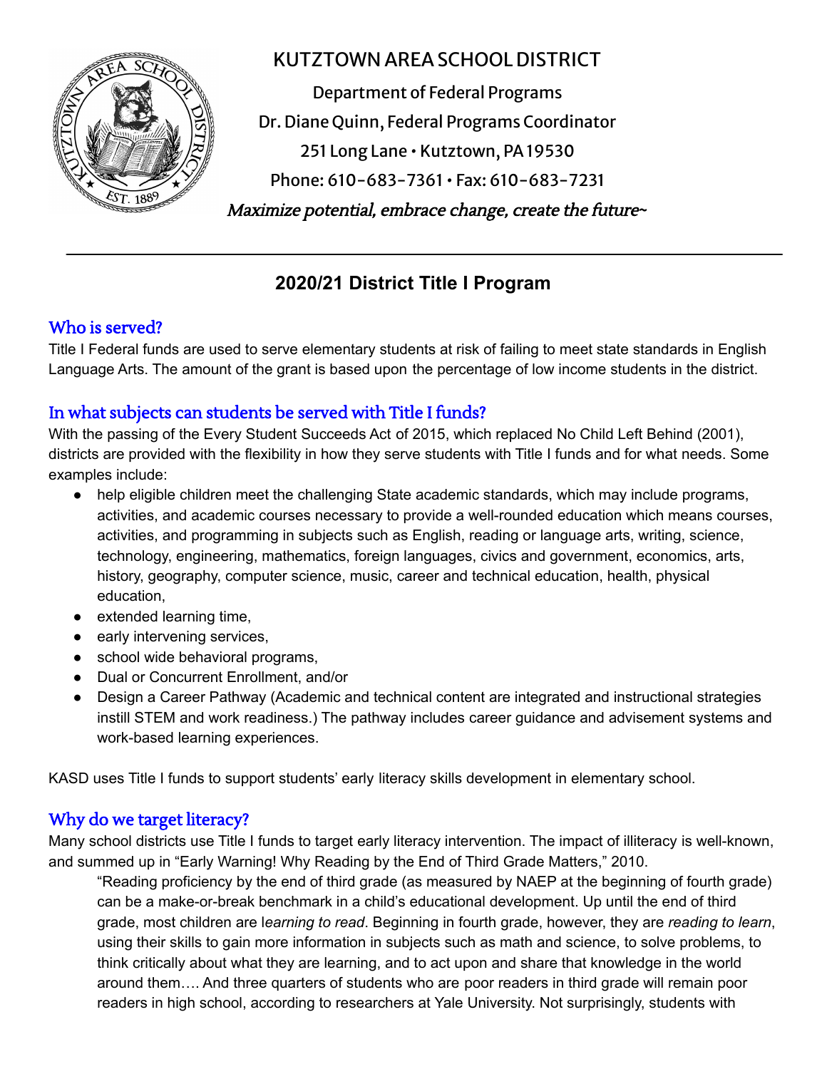# KUTZTOWN AREA SCHOOL DISTRICT

Department of Federal Programs
Dr. Diane Quinn, Federal Programs Coordinator
251 Long Lane • Kutztown, PA 19530
Phone: 610-683-7361 • Fax: 610-683-7231
*Maximize potential, embrace change, create the future~*

---

## 2020/21 District Title I Program

### Who is served?

Title I Federal funds are used to serve elementary students at risk of failing to meet state standards in English Language Arts. The amount of the grant is based upon the percentage of low income students in the district.

### In what subjects can students be served with Title I funds?

With the passing of the Every Student Succeeds Act of 2015, which replaced No Child Left Behind (2001), districts are provided with the flexibility in how they serve students with Title I funds and for what needs. Some examples include:

- help eligible children meet the challenging State academic standards, which may include programs, activities, and academic courses necessary to provide a well-rounded education which means courses, activities, and programming in subjects such as English, reading or language arts, writing, science, technology, engineering, mathematics, foreign languages, civics and government, economics, arts, history, geography, computer science, music, career and technical education, health, physical education,
- extended learning time,
- early intervening services,
- school wide behavioral programs,
- Dual or Concurrent Enrollment, and/or
- Design a Career Pathway (Academic and technical content are integrated and instructional strategies instill STEM and work readiness.) The pathway includes career guidance and advisement systems and work-based learning experiences.

KASD uses Title I funds to support students' early literacy skills development in elementary school.

### Why do we target literacy?

Many school districts use Title I funds to target early literacy intervention. The impact of illiteracy is well-known, and summed up in "Early Warning! Why Reading by the End of Third Grade Matters," 2010.

> "Reading proficiency by the end of third grade (as measured by NAEP at the beginning of fourth grade) can be a make-or-break benchmark in a child's educational development. Up until the end of third grade, most children are l*earning to read*. Beginning in fourth grade, however, they are *reading to learn*, using their skills to gain more information in subjects such as math and science, to solve problems, to think critically about what they are learning, and to act upon and share that knowledge in the world around them…. And three quarters of students who are poor readers in third grade will remain poor readers in high school, according to researchers at Yale University. Not surprisingly, students with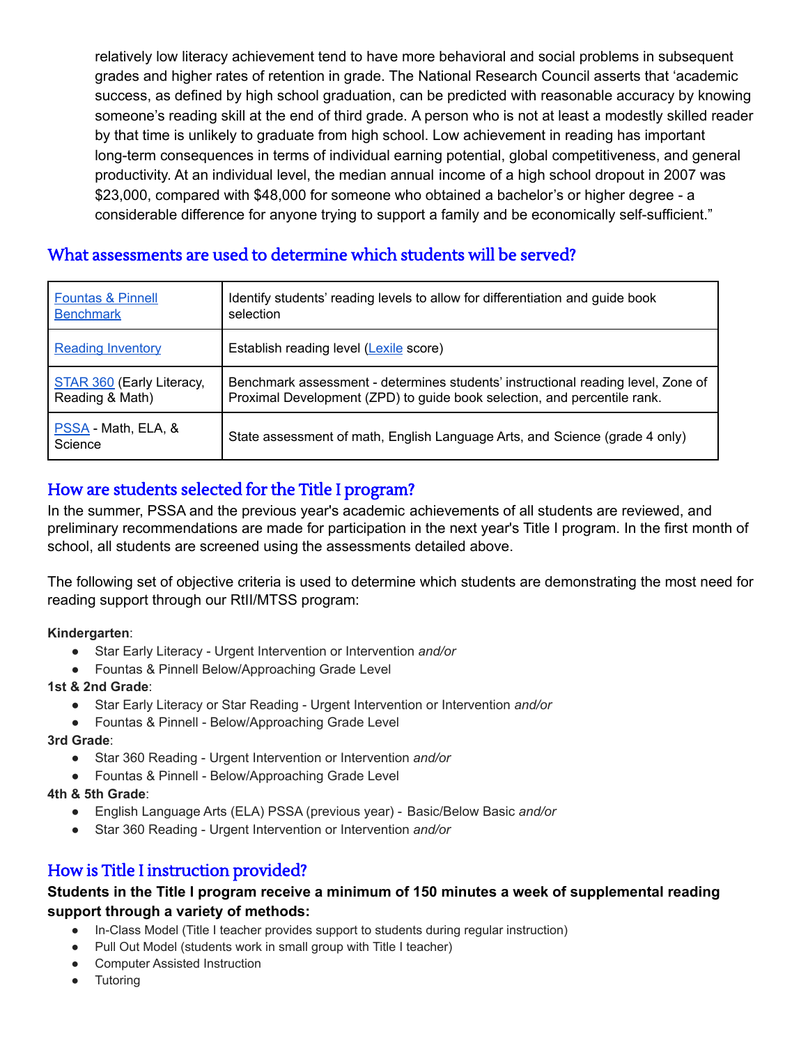relatively low literacy achievement tend to have more behavioral and social problems in subsequent grades and higher rates of retention in grade. The National Research Council asserts that 'academic success, as defined by high school graduation, can be predicted with reasonable accuracy by knowing someone's reading skill at the end of third grade. A person who is not at least a modestly skilled reader by that time is unlikely to graduate from high school. Low achievement in reading has important long-term consequences in terms of individual earning potential, global competitiveness, and general productivity. At an individual level, the median annual income of a high school dropout in 2007 was $23,000, compared with $48,000 for someone who obtained a bachelor's or higher degree - a considerable difference for anyone trying to support a family and be economically self-sufficient."

## What assessments are used to determine which students will be served?

| Fountas & Pinnell Benchmark | Identify students' reading levels to allow for differentiation and guide book selection |
|---|---|
| Reading Inventory | Establish reading level (Lexile score) |
| STAR 360 (Early Literacy, Reading & Math) | Benchmark assessment - determines students' instructional reading level, Zone of Proximal Development (ZPD) to guide book selection, and percentile rank. |
| PSSA - Math, ELA, & Science | State assessment of math, English Language Arts, and Science (grade 4 only) |

## How are students selected for the Title I program?

In the summer, PSSA and the previous year's academic achievements of all students are reviewed, and preliminary recommendations are made for participation in the next year's Title I program. In the first month of school, all students are screened using the assessments detailed above.

The following set of objective criteria is used to determine which students are demonstrating the most need for reading support through our RtII/MTSS program:

**Kindergarten**:
- Star Early Literacy - Urgent Intervention or Intervention *and/or*
- Fountas & Pinnell Below/Approaching Grade Level

**1st & 2nd Grade**:
- Star Early Literacy or Star Reading - Urgent Intervention or Intervention *and/or*
- Fountas & Pinnell - Below/Approaching Grade Level

**3rd Grade**:
- Star 360 Reading - Urgent Intervention or Intervention *and/or*
- Fountas & Pinnell - Below/Approaching Grade Level

**4th & 5th Grade**:
- English Language Arts (ELA) PSSA (previous year) - Basic/Below Basic *and/or*
- Star 360 Reading - Urgent Intervention or Intervention *and/or*

## How is Title I instruction provided?

**Students in the Title I program receive a minimum of 150 minutes a week of supplemental reading support through a variety of methods:**
- In-Class Model (Title I teacher provides support to students during regular instruction)
- Pull Out Model (students work in small group with Title I teacher)
- Computer Assisted Instruction
- Tutoring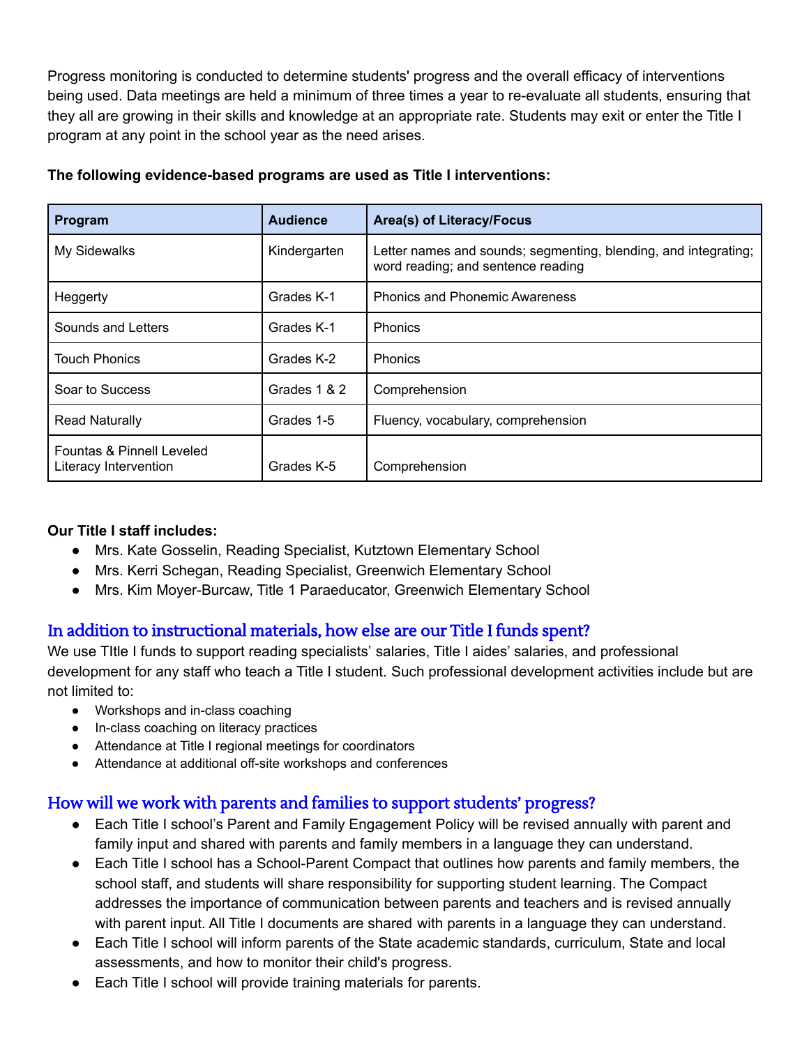Progress monitoring is conducted to determine students' progress and the overall efficacy of interventions being used. Data meetings are held a minimum of three times a year to re-evaluate all students, ensuring that they all are growing in their skills and knowledge at an appropriate rate. Students may exit or enter the Title I program at any point in the school year as the need arises.

**The following evidence-based programs are used as Title I interventions:**

| Program | Audience | Area(s) of Literacy/Focus |
|---|---|---|
| My Sidewalks | Kindergarten | Letter names and sounds; segmenting, blending, and integrating; word reading; and sentence reading |
| Heggerty | Grades K-1 | Phonics and Phonemic Awareness |
| Sounds and Letters | Grades K-1 | Phonics |
| Touch Phonics | Grades K-2 | Phonics |
| Soar to Success | Grades 1 & 2 | Comprehension |
| Read Naturally | Grades 1-5 | Fluency, vocabulary, comprehension |
| Fountas & Pinnell Leveled Literacy Intervention | Grades K-5 | Comprehension |

**Our Title I staff includes:**

- Mrs. Kate Gosselin, Reading Specialist, Kutztown Elementary School
- Mrs. Kerri Schegan, Reading Specialist, Greenwich Elementary School
- Mrs. Kim Moyer-Burcaw, Title 1 Paraeducator, Greenwich Elementary School

## In addition to instructional materials, how else are our Title I funds spent?

We use TItle I funds to support reading specialists' salaries, Title I aides' salaries, and professional development for any staff who teach a Title I student. Such professional development activities include but are not limited to:

- Workshops and in-class coaching
- In-class coaching on literacy practices
- Attendance at Title I regional meetings for coordinators
- Attendance at additional off-site workshops and conferences

## How will we work with parents and families to support students' progress?

- Each Title I school's Parent and Family Engagement Policy will be revised annually with parent and family input and shared with parents and family members in a language they can understand.
- Each Title I school has a School-Parent Compact that outlines how parents and family members, the school staff, and students will share responsibility for supporting student learning. The Compact addresses the importance of communication between parents and teachers and is revised annually with parent input. All Title I documents are shared with parents in a language they can understand.
- Each Title I school will inform parents of the State academic standards, curriculum, State and local assessments, and how to monitor their child's progress.
- Each Title I school will provide training materials for parents.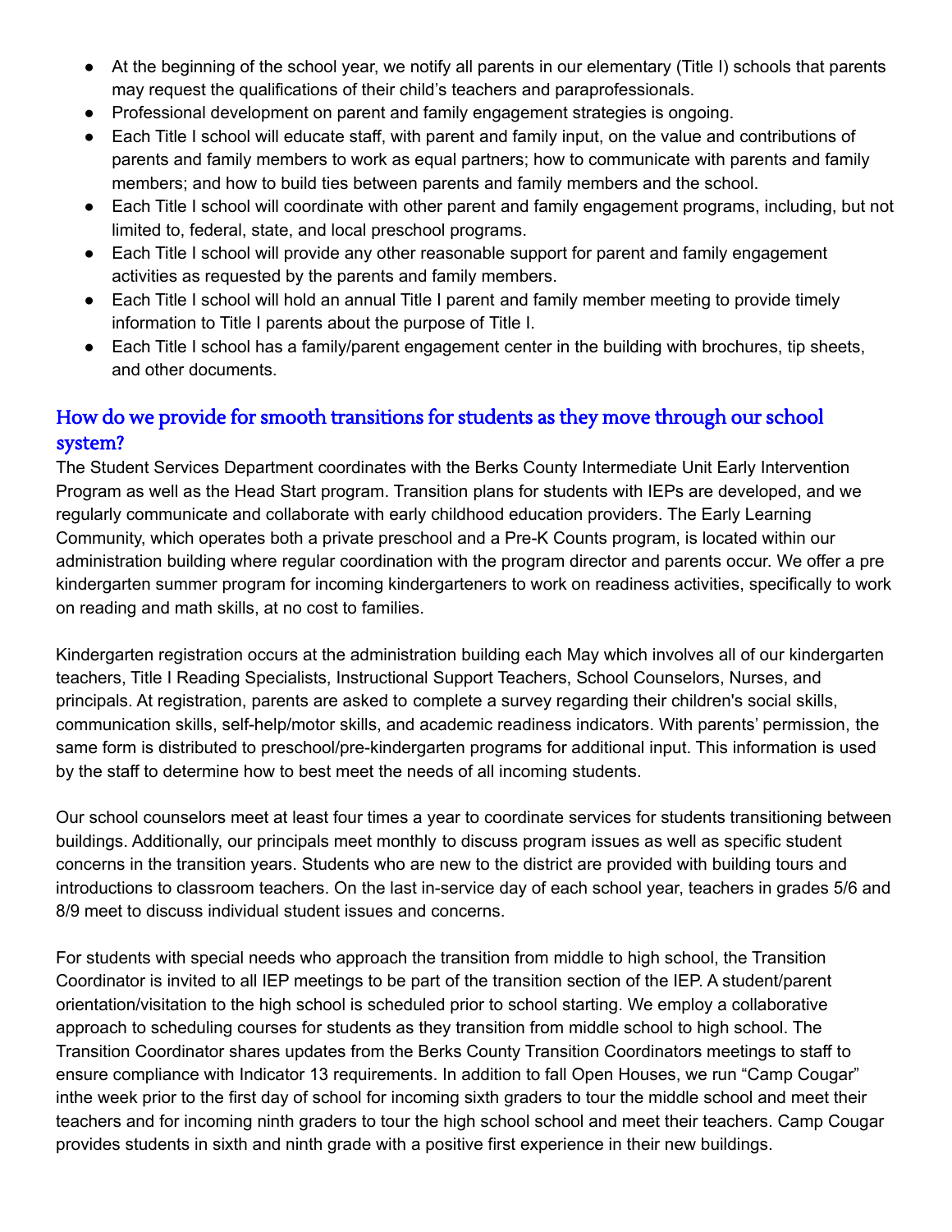- At the beginning of the school year, we notify all parents in our elementary (Title I) schools that parents may request the qualifications of their child's teachers and paraprofessionals.
- Professional development on parent and family engagement strategies is ongoing.
- Each Title I school will educate staff, with parent and family input, on the value and contributions of parents and family members to work as equal partners; how to communicate with parents and family members; and how to build ties between parents and family members and the school.
- Each Title I school will coordinate with other parent and family engagement programs, including, but not limited to, federal, state, and local preschool programs.
- Each Title I school will provide any other reasonable support for parent and family engagement activities as requested by the parents and family members.
- Each Title I school will hold an annual Title I parent and family member meeting to provide timely information to Title I parents about the purpose of Title I.
- Each Title I school has a family/parent engagement center in the building with brochures, tip sheets, and other documents.

## How do we provide for smooth transitions for students as they move through our school system?

The Student Services Department coordinates with the Berks County Intermediate Unit Early Intervention Program as well as the Head Start program. Transition plans for students with IEPs are developed, and we regularly communicate and collaborate with early childhood education providers. The Early Learning Community, which operates both a private preschool and a Pre-K Counts program, is located within our administration building where regular coordination with the program director and parents occur. We offer a pre kindergarten summer program for incoming kindergarteners to work on readiness activities, specifically to work on reading and math skills, at no cost to families.

Kindergarten registration occurs at the administration building each May which involves all of our kindergarten teachers, Title I Reading Specialists, Instructional Support Teachers, School Counselors, Nurses, and principals. At registration, parents are asked to complete a survey regarding their children's social skills, communication skills, self-help/motor skills, and academic readiness indicators. With parents' permission, the same form is distributed to preschool/pre-kindergarten programs for additional input. This information is used by the staff to determine how to best meet the needs of all incoming students.

Our school counselors meet at least four times a year to coordinate services for students transitioning between buildings. Additionally, our principals meet monthly to discuss program issues as well as specific student concerns in the transition years. Students who are new to the district are provided with building tours and introductions to classroom teachers. On the last in-service day of each school year, teachers in grades 5/6 and 8/9 meet to discuss individual student issues and concerns.

For students with special needs who approach the transition from middle to high school, the Transition Coordinator is invited to all IEP meetings to be part of the transition section of the IEP. A student/parent orientation/visitation to the high school is scheduled prior to school starting. We employ a collaborative approach to scheduling courses for students as they transition from middle school to high school. The Transition Coordinator shares updates from the Berks County Transition Coordinators meetings to staff to ensure compliance with Indicator 13 requirements. In addition to fall Open Houses, we run "Camp Cougar" inthe week prior to the first day of school for incoming sixth graders to tour the middle school and meet their teachers and for incoming ninth graders to tour the high school school and meet their teachers. Camp Cougar provides students in sixth and ninth grade with a positive first experience in their new buildings.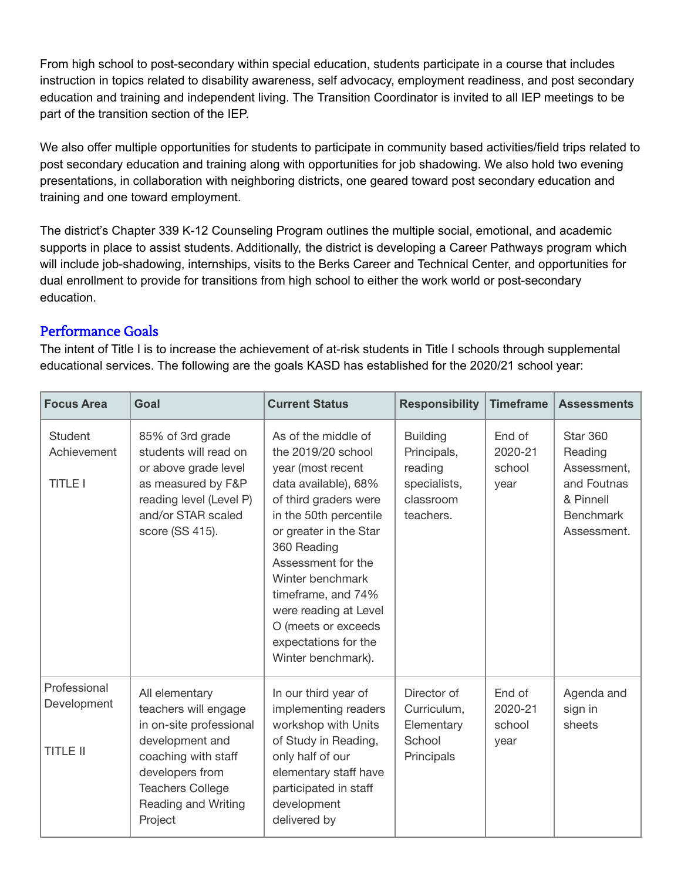From high school to post-secondary within special education, students participate in a course that includes instruction in topics related to disability awareness, self advocacy, employment readiness, and post secondary education and training and independent living. The Transition Coordinator is invited to all IEP meetings to be part of the transition section of the IEP.

We also offer multiple opportunities for students to participate in community based activities/field trips related to post secondary education and training along with opportunities for job shadowing. We also hold two evening presentations, in collaboration with neighboring districts, one geared toward post secondary education and training and one toward employment.

The district's Chapter 339 K-12 Counseling Program outlines the multiple social, emotional, and academic supports in place to assist students. Additionally, the district is developing a Career Pathways program which will include job-shadowing, internships, visits to the Berks Career and Technical Center, and opportunities for dual enrollment to provide for transitions from high school to either the work world or post-secondary education.

## Performance Goals

The intent of Title I is to increase the achievement of at-risk students in Title I schools through supplemental educational services. The following are the goals KASD has established for the 2020/21 school year:

| Focus Area | Goal | Current Status | Responsibility | Timeframe | Assessments |
|---|---|---|---|---|---|
| Student Achievement<br><br>TITLE I | 85% of 3rd grade students will read on or above grade level as measured by F&P reading level (Level P) and/or STAR scaled score (SS 415). | As of the middle of the 2019/20 school year (most recent data available), 68% of third graders were in the 50th percentile or greater in the Star 360 Reading Assessment for the Winter benchmark timeframe, and 74% were reading at Level O (meets or exceeds expectations for the Winter benchmark). | Building Principals, reading specialists, classroom teachers. | End of 2020-21 school year | Star 360 Reading Assessment, and Foutnas & Pinnell Benchmark Assessment. |
| Professional Development<br><br>TITLE II | All elementary teachers will engage in on-site professional development and coaching with staff developers from Teachers College Reading and Writing Project | In our third year of implementing readers workshop with Units of Study in Reading, only half of our elementary staff have participated in staff development delivered by | Director of Curriculum, Elementary School Principals | End of 2020-21 school year | Agenda and sign in sheets |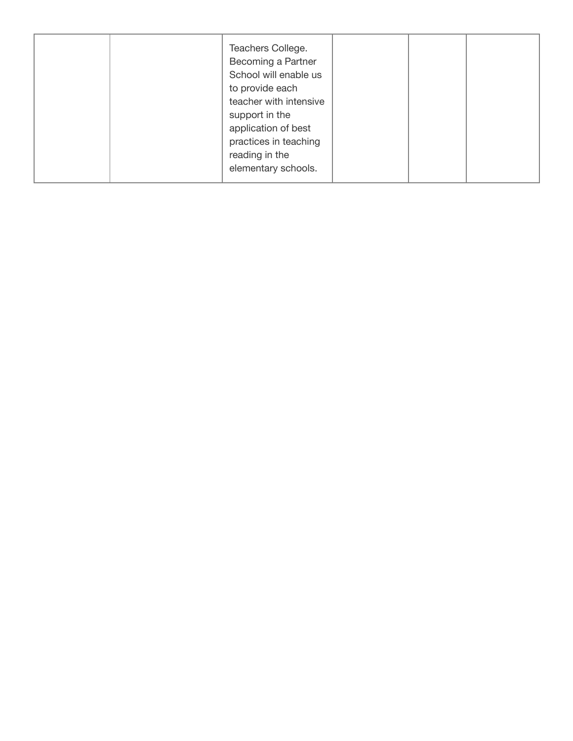| | | | | | |
|---|---|---|---|---|---|
| | | Teachers College. Becoming a Partner School will enable us to provide each teacher with intensive support in the application of best practices in teaching reading in the elementary schools. | | | |